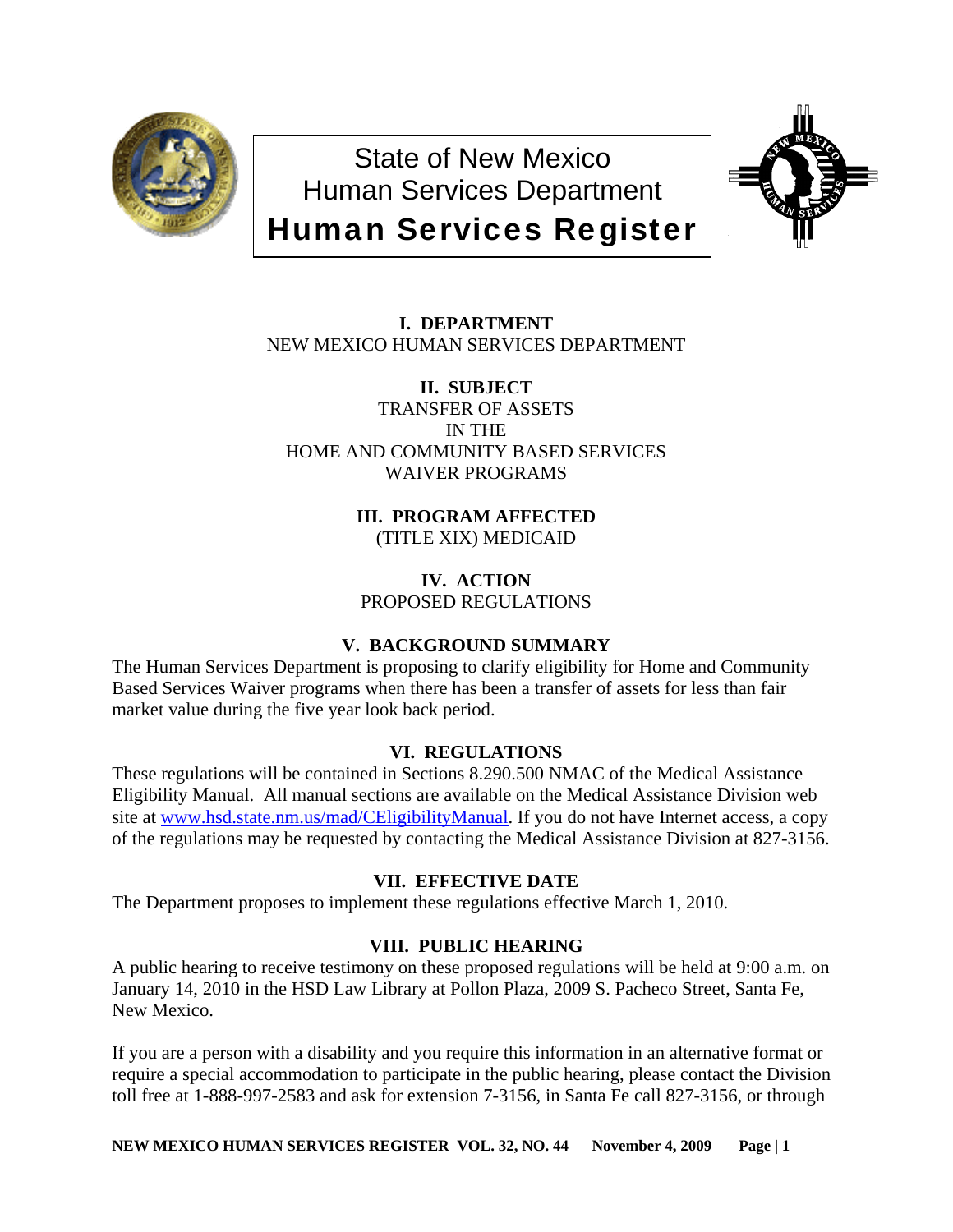# State of New Mexico
# Human Services Department
# Human Services Register

## I. DEPARTMENT

NEW MEXICO HUMAN SERVICES DEPARTMENT

## II. SUBJECT

TRANSFER OF ASSETS
IN THE
HOME AND COMMUNITY BASED SERVICES
WAIVER PROGRAMS

## III. PROGRAM AFFECTED

(TITLE XIX) MEDICAID

## IV. ACTION

PROPOSED REGULATIONS

## V. BACKGROUND SUMMARY

The Human Services Department is proposing to clarify eligibility for Home and Community Based Services Waiver programs when there has been a transfer of assets for less than fair market value during the five year look back period.

## VI. REGULATIONS

These regulations will be contained in Sections 8.290.500 NMAC of the Medical Assistance Eligibility Manual. All manual sections are available on the Medical Assistance Division web site at [www.hsd.state.nm.us/mad/CEligibilityManual](http://www.hsd.state.nm.us/mad/CEligibilityManual). If you do not have Internet access, a copy of the regulations may be requested by contacting the Medical Assistance Division at 827-3156.

## VII. EFFECTIVE DATE

The Department proposes to implement these regulations effective March 1, 2010.

## VIII. PUBLIC HEARING

A public hearing to receive testimony on these proposed regulations will be held at 9:00 a.m. on January 14, 2010 in the HSD Law Library at Pollon Plaza, 2009 S. Pacheco Street, Santa Fe, New Mexico.

If you are a person with a disability and you require this information in an alternative format or require a special accommodation to participate in the public hearing, please contact the Division toll free at 1-888-997-2583 and ask for extension 7-3156, in Santa Fe call 827-3156, or through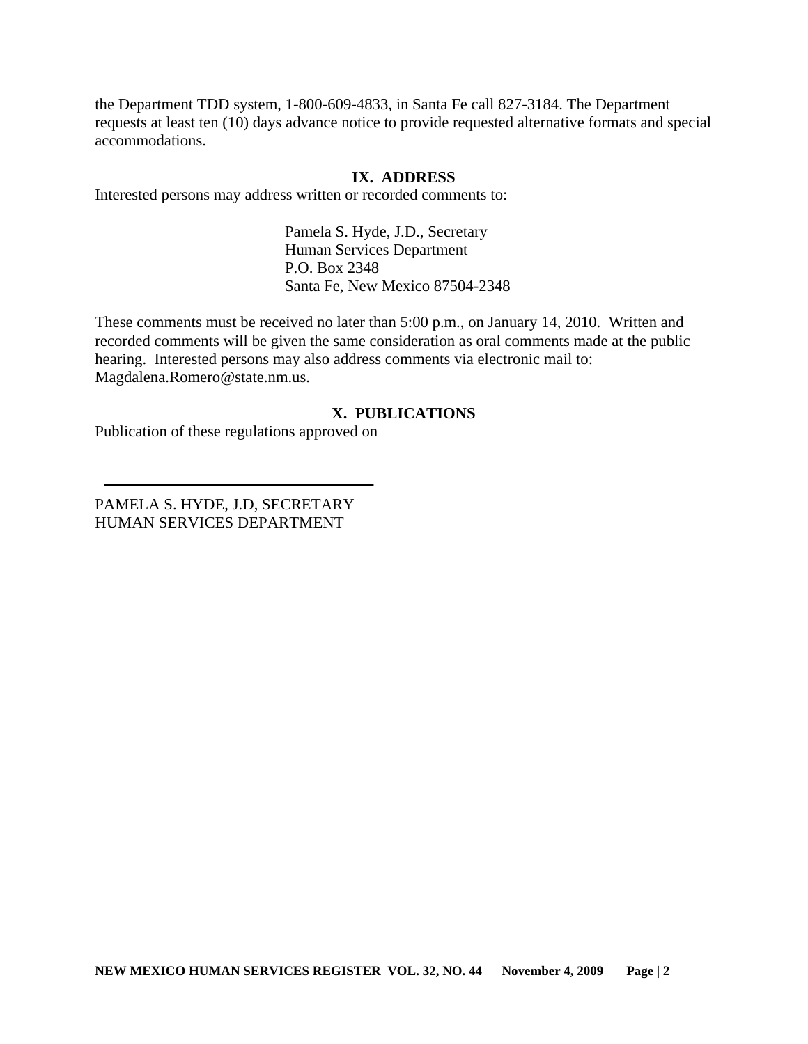the Department TDD system, 1-800-609-4833, in Santa Fe call 827-3184. The Department requests at least ten (10) days advance notice to provide requested alternative formats and special accommodations.

## IX. ADDRESS

Interested persons may address written or recorded comments to:

Pamela S. Hyde, J.D., Secretary
Human Services Department
P.O. Box 2348
Santa Fe, New Mexico 87504-2348

These comments must be received no later than 5:00 p.m., on January 14, 2010. Written and recorded comments will be given the same consideration as oral comments made at the public hearing. Interested persons may also address comments via electronic mail to: Magdalena.Romero@state.nm.us.

## X. PUBLICATIONS

Publication of these regulations approved on

\_\_\_\_\_\_\_\_\_\_\_\_\_\_\_\_\_\_\_\_\_\_\_\_\_\_\_\_\_\_\_\_\_\_\_\_

PAMELA S. HYDE, J.D, SECRETARY
HUMAN SERVICES DEPARTMENT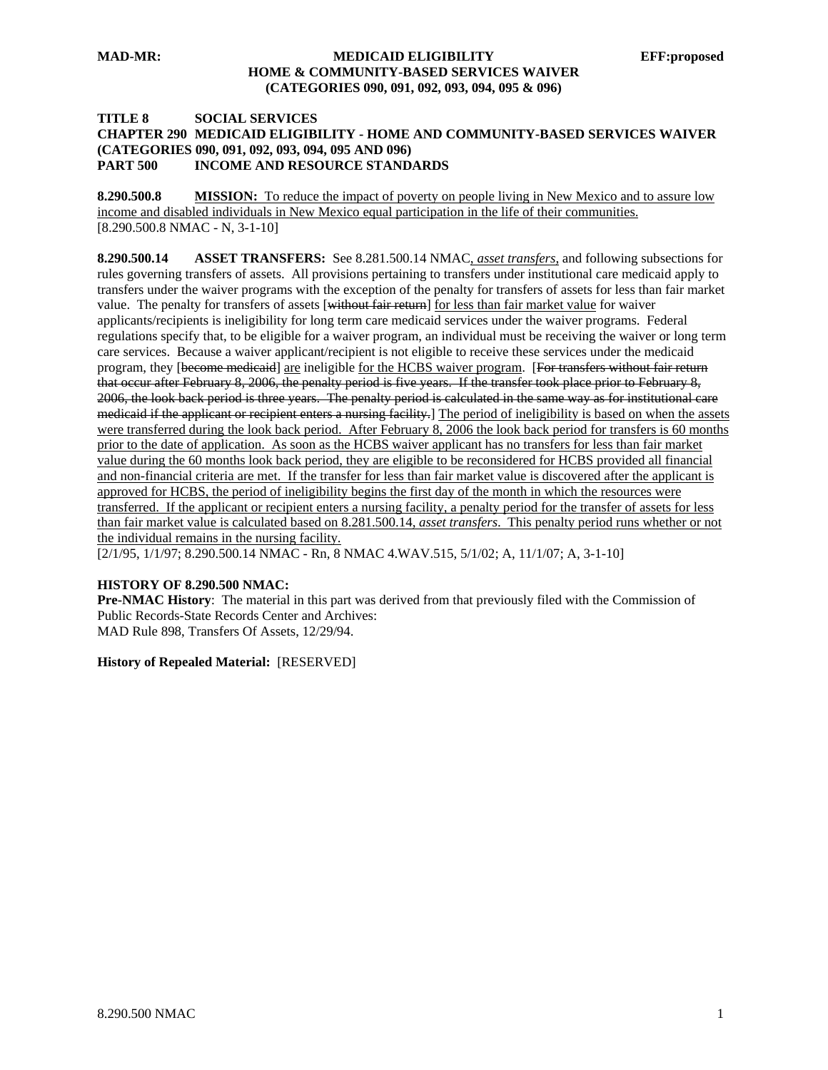**TITLE 8 SOCIAL SERVICES**
**CHAPTER 290 MEDICAID ELIGIBILITY - HOME AND COMMUNITY-BASED SERVICES WAIVER (CATEGORIES 090, 091, 092, 093, 094, 095 AND 096)**
**PART 500 INCOME AND RESOURCE STANDARDS**

**8.290.500.8 MISSION:** To reduce the impact of poverty on people living in New Mexico and to assure low income and disabled individuals in New Mexico equal participation in the life of their communities.
[8.290.500.8 NMAC - N, 3-1-10]

**8.290.500.14 ASSET TRANSFERS:** See 8.281.500.14 NMAC, *asset transfers*, and following subsections for rules governing transfers of assets. All provisions pertaining to transfers under institutional care medicaid apply to transfers under the waiver programs with the exception of the penalty for transfers of assets for less than fair market value. The penalty for transfers of assets [~~without fair return~~] for less than fair market value for waiver applicants/recipients is ineligibility for long term care medicaid services under the waiver programs. Federal regulations specify that, to be eligible for a waiver program, an individual must be receiving the waiver or long term care services. Because a waiver applicant/recipient is not eligible to receive these services under the medicaid program, they [~~become medicaid~~] are ineligible for the HCBS waiver program. [~~For transfers without fair return that occur after February 8, 2006, the penalty period is five years. If the transfer took place prior to February 8, 2006, the look back period is three years. The penalty period is calculated in the same way as for institutional care medicaid if the applicant or recipient enters a nursing facility.~~] The period of ineligibility is based on when the assets were transferred during the look back period. After February 8, 2006 the look back period for transfers is 60 months prior to the date of application. As soon as the HCBS waiver applicant has no transfers for less than fair market value during the 60 months look back period, they are eligible to be reconsidered for HCBS provided all financial and non-financial criteria are met. If the transfer for less than fair market value is discovered after the applicant is approved for HCBS, the period of ineligibility begins the first day of the month in which the resources were transferred. If the applicant or recipient enters a nursing facility, a penalty period for the transfer of assets for less than fair market value is calculated based on 8.281.500.14, *asset transfers*. This penalty period runs whether or not the individual remains in the nursing facility.
[2/1/95, 1/1/97; 8.290.500.14 NMAC - Rn, 8 NMAC 4.WAV.515, 5/1/02; A, 11/1/07; A, 3-1-10]

**HISTORY OF 8.290.500 NMAC:**
**Pre-NMAC History**: The material in this part was derived from that previously filed with the Commission of Public Records-State Records Center and Archives:
MAD Rule 898, Transfers Of Assets, 12/29/94.

**History of Repealed Material:** [RESERVED]